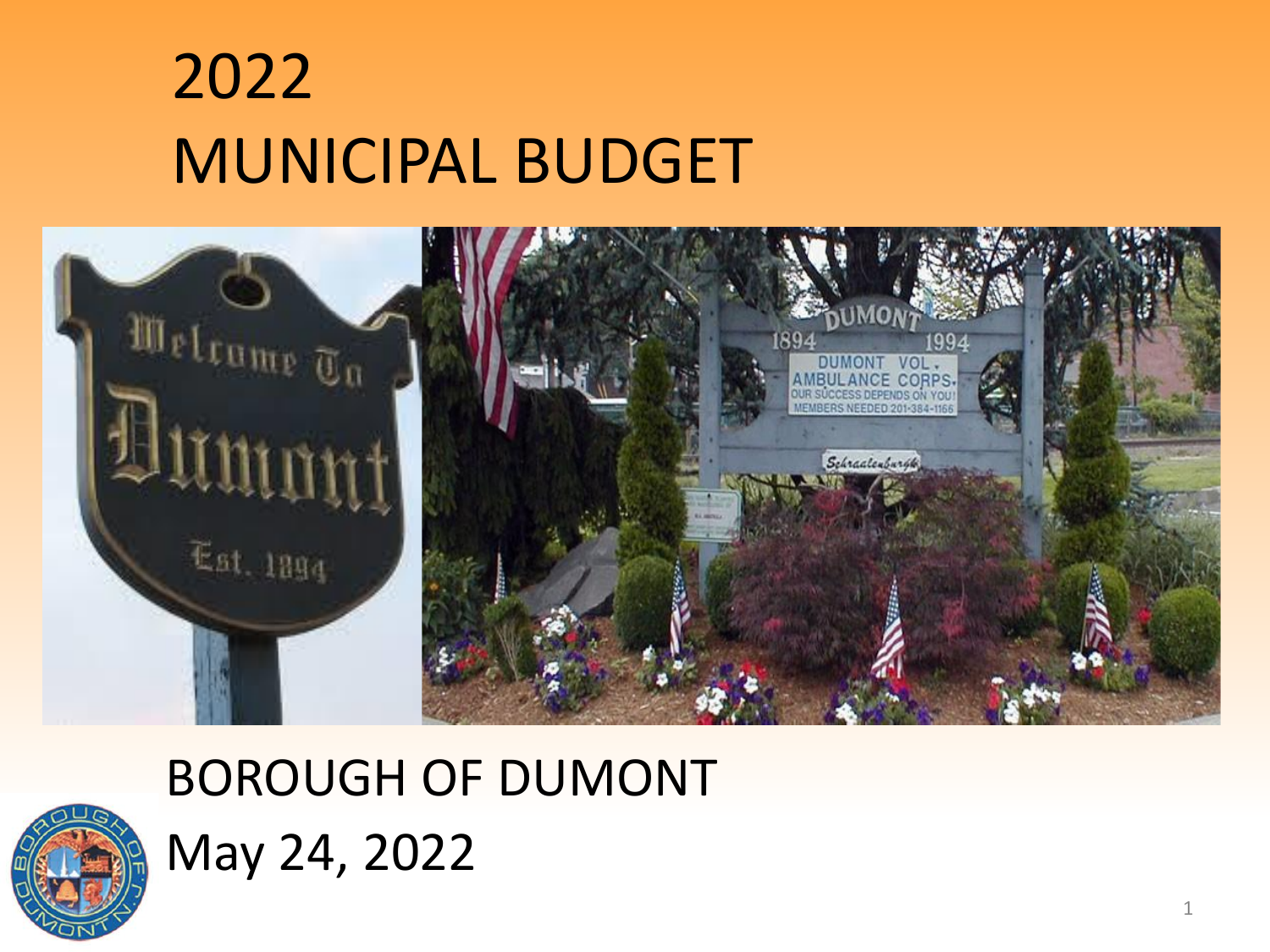# 2022 MUNICIPAL BUDGET

BOROUGH OF DUMONT

May 24, 2022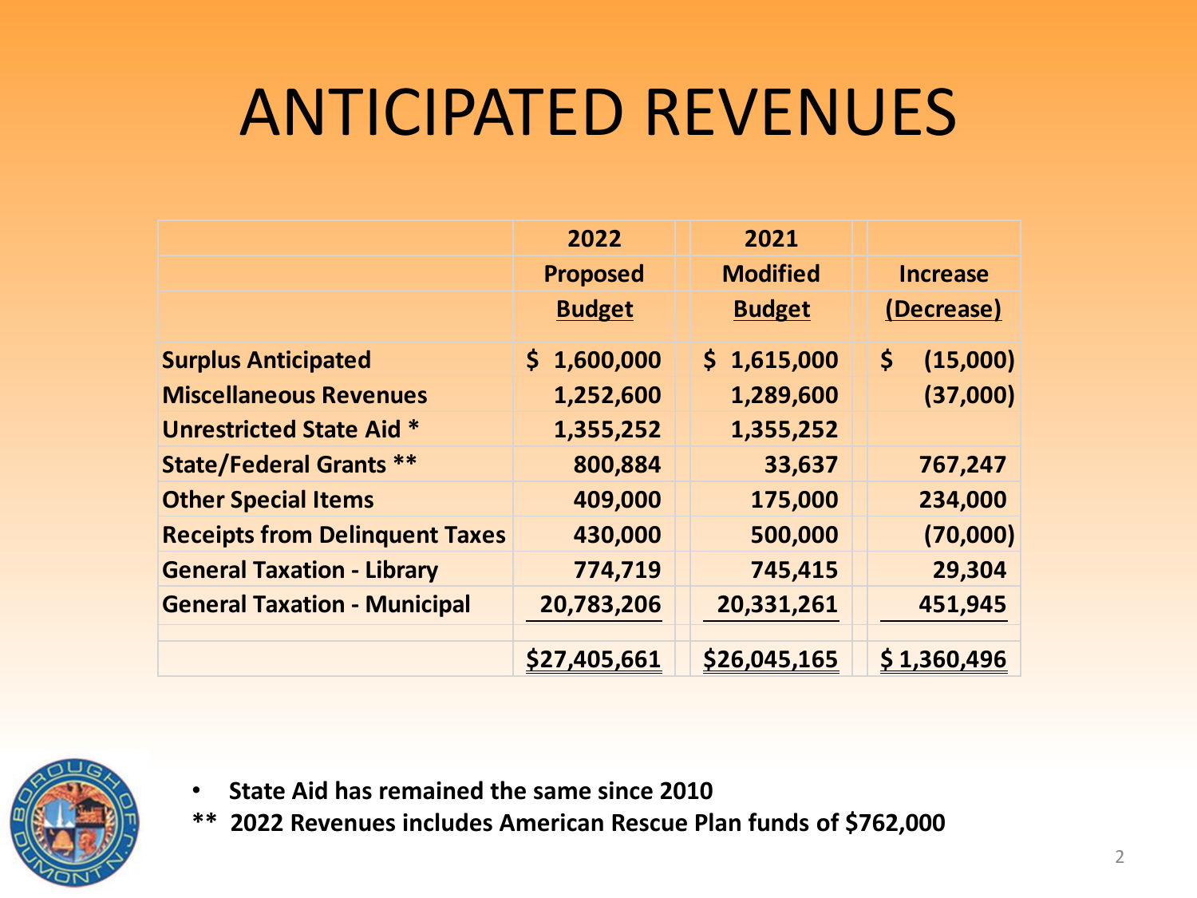# ANTICIPATED REVENUES

| | 2022 Proposed Budget | 2021 Modified Budget | Increase (Decrease) |
|---|---|---|---|
| **Surplus Anticipated** | $ 1,600,000 | $ 1,615,000 | $ (15,000) |
| **Miscellaneous Revenues** | 1,252,600 | 1,289,600 | (37,000) |
| **Unrestricted State Aid *** | 1,355,252 | 1,355,252 | |
| **State/Federal Grants **** | 800,884 | 33,637 | 767,247 |
| **Other Special Items** | 409,000 | 175,000 | 234,000 |
| **Receipts from Delinquent Taxes** | 430,000 | 500,000 | (70,000) |
| **General Taxation - Library** | 774,719 | 745,415 | 29,304 |
| **General Taxation - Municipal** | 20,783,206 | 20,331,261 | 451,945 |
| | $27,405,661 | $26,045,165 | $ 1,360,496 |

- **State Aid has remained the same since 2010**

**** 2022 Revenues includes American Rescue Plan funds of $762,000**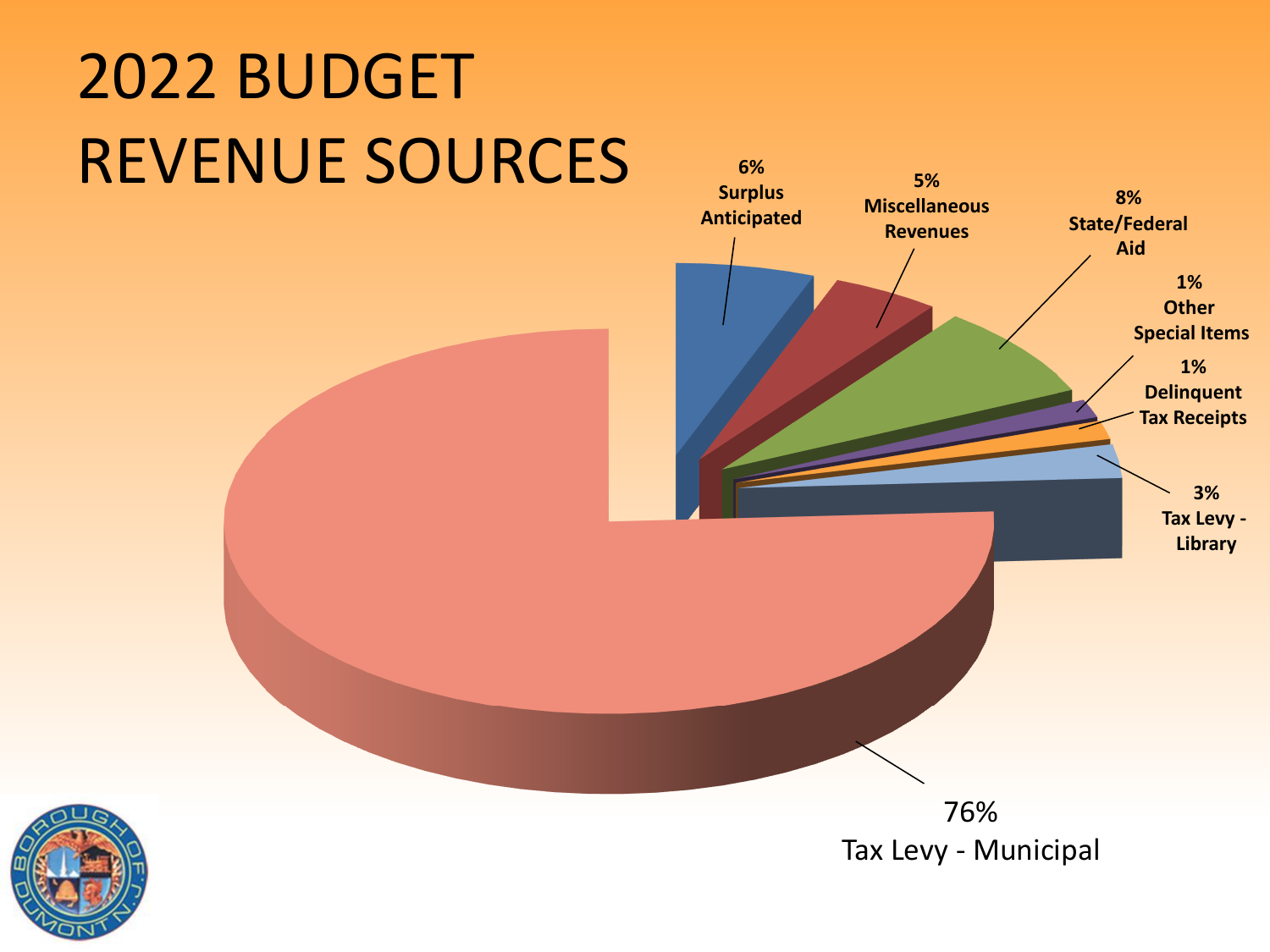# 2022 BUDGET REVENUE SOURCES

- 6% Surplus Anticipated
- 5% Miscellaneous Revenues
- 8% State/Federal Aid
- 1% Other Special Items
- 1% Delinquent Tax Receipts
- 3% Tax Levy - Library
- 76% Tax Levy - Municipal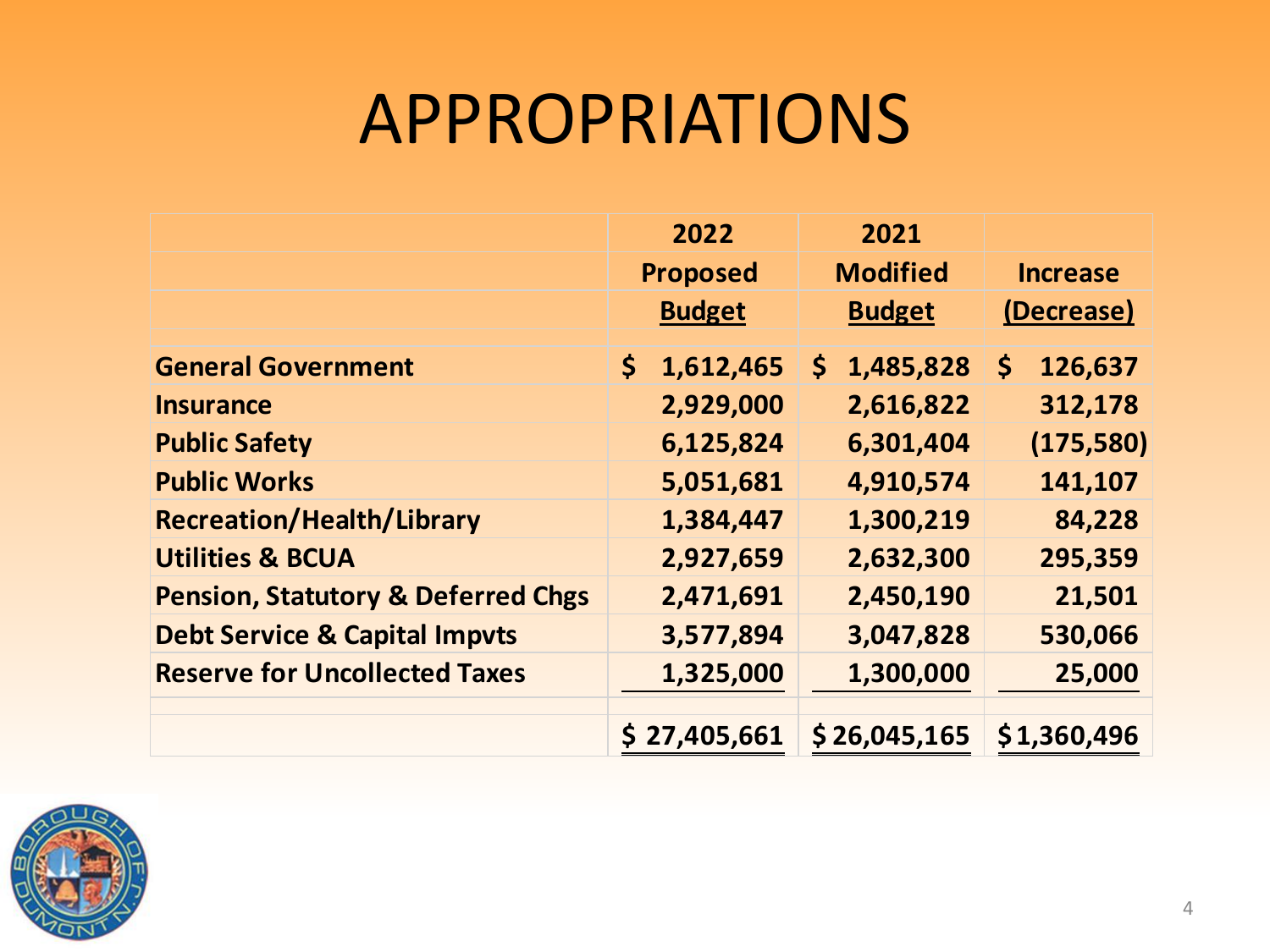# APPROPRIATIONS

| | 2022 Proposed Budget | 2021 Modified Budget | Increase (Decrease) |
|---|---|---|---|
| **General Government** | $ 1,612,465 | $ 1,485,828 | $ 126,637 |
| **Insurance** | 2,929,000 | 2,616,822 | 312,178 |
| **Public Safety** | 6,125,824 | 6,301,404 | (175,580) |
| **Public Works** | 5,051,681 | 4,910,574 | 141,107 |
| **Recreation/Health/Library** | 1,384,447 | 1,300,219 | 84,228 |
| **Utilities & BCUA** | 2,927,659 | 2,632,300 | 295,359 |
| **Pension, Statutory & Deferred Chgs** | 2,471,691 | 2,450,190 | 21,501 |
| **Debt Service & Capital Impvts** | 3,577,894 | 3,047,828 | 530,066 |
| **Reserve for Uncollected Taxes** | 1,325,000 | 1,300,000 | 25,000 |
| | $ 27,405,661 | $ 26,045,165 | $ 1,360,496 |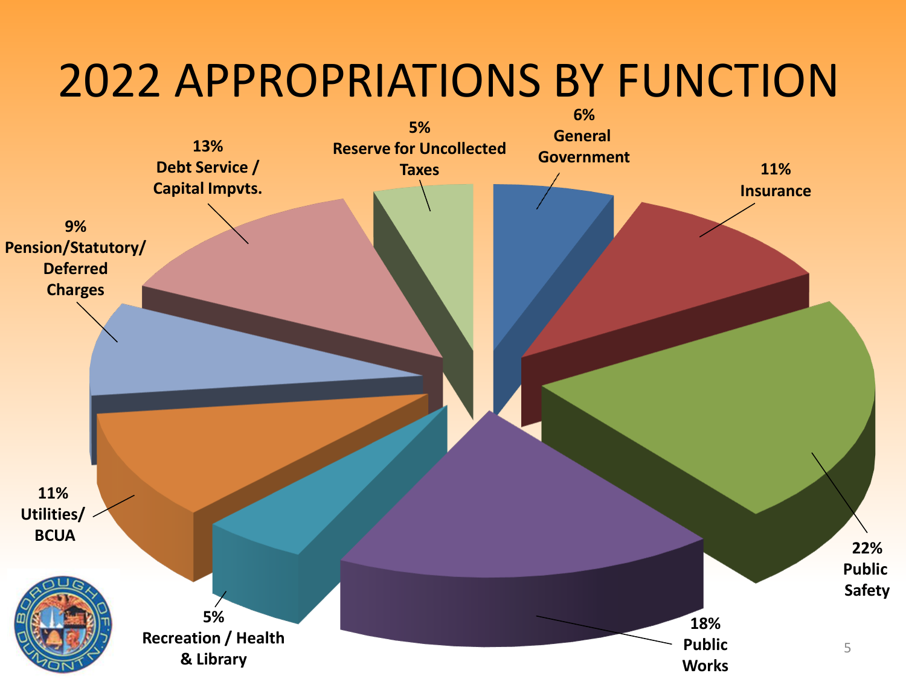# 2022 APPROPRIATIONS BY FUNCTION

| Function | Percentage |
| --- | --- |
| General Government | 6% |
| Insurance | 11% |
| Public Safety | 22% |
| Public Works | 18% |
| Recreation / Health & Library | 5% |
| Utilities/ BCUA | 11% |
| Pension/Statutory/ Deferred Charges | 9% |
| Debt Service / Capital Impvts. | 13% |
| Reserve for Uncollected Taxes | 5% |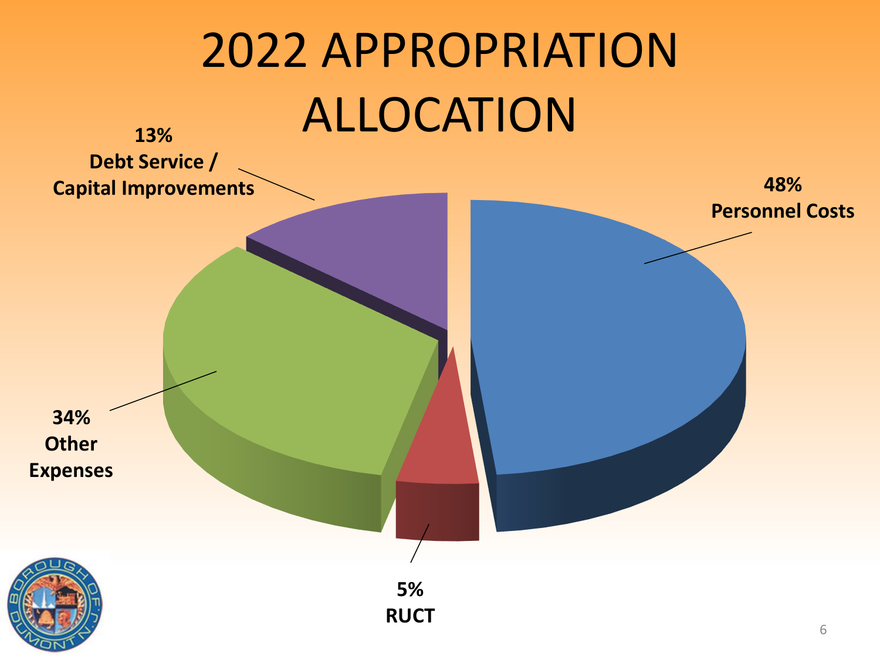# 2022 APPROPRIATION ALLOCATION

48% Personnel Costs

34% Other Expenses

13% Debt Service / Capital Improvements

5% RUCT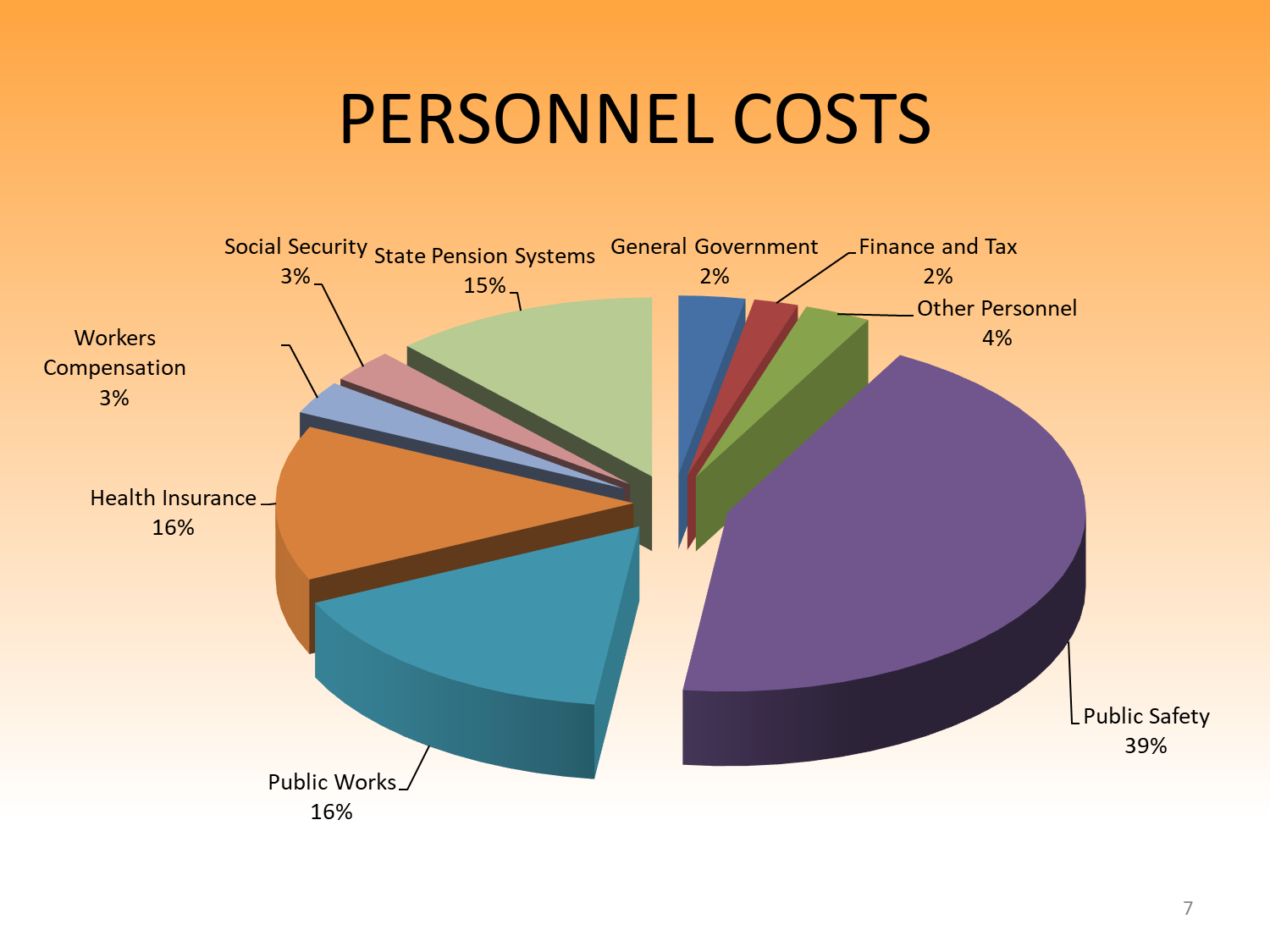# PERSONNEL COSTS

| Category | Percentage |
|---|---|
| General Government | 2% |
| Finance and Tax | 2% |
| Other Personnel | 4% |
| Public Safety | 39% |
| Public Works | 16% |
| Health Insurance | 16% |
| Workers Compensation | 3% |
| Social Security | 3% |
| State Pension Systems | 15% |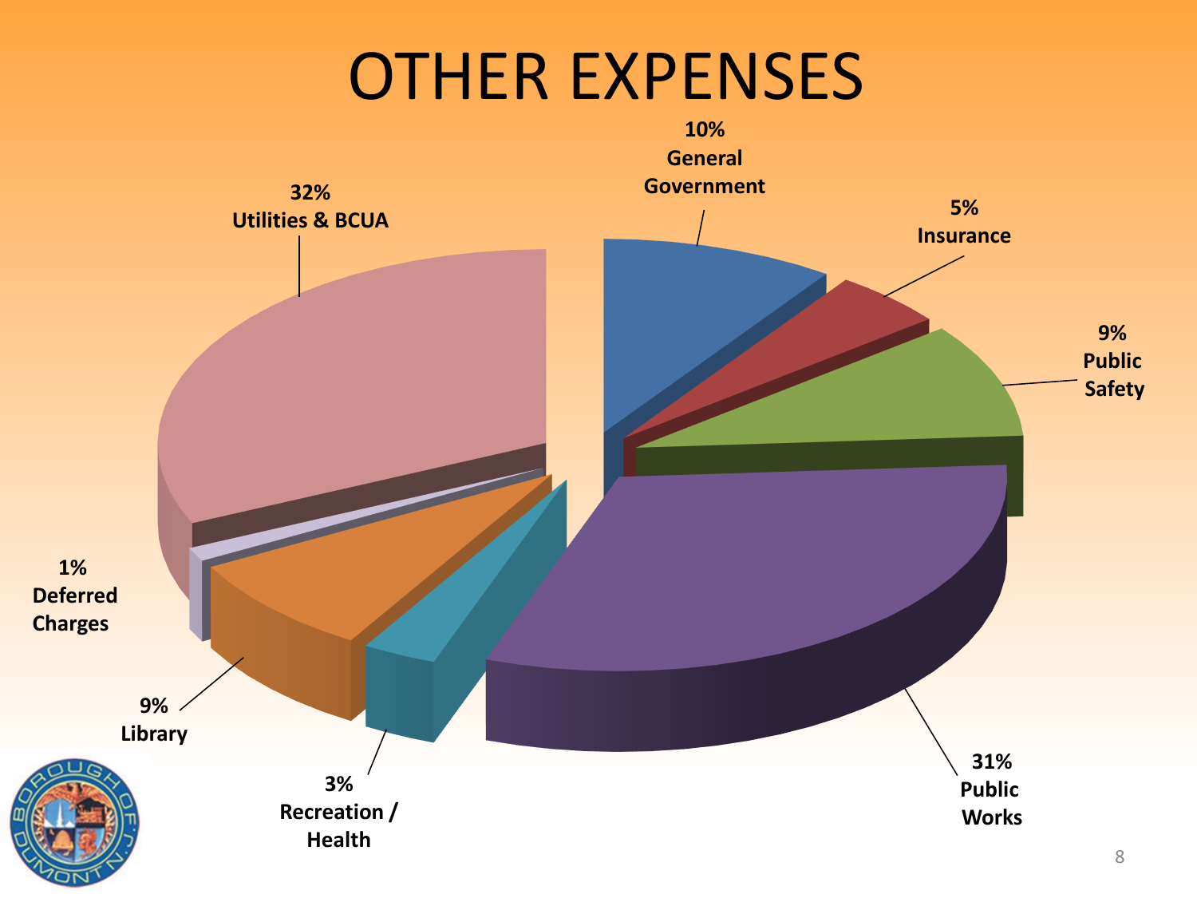# OTHER EXPENSES

| Category | Percentage |
| --- | --- |
| General Government | 10% |
| Insurance | 5% |
| Public Safety | 9% |
| Public Works | 31% |
| Recreation / Health | 3% |
| Library | 9% |
| Deferred Charges | 1% |
| Utilities & BCUA | 32% |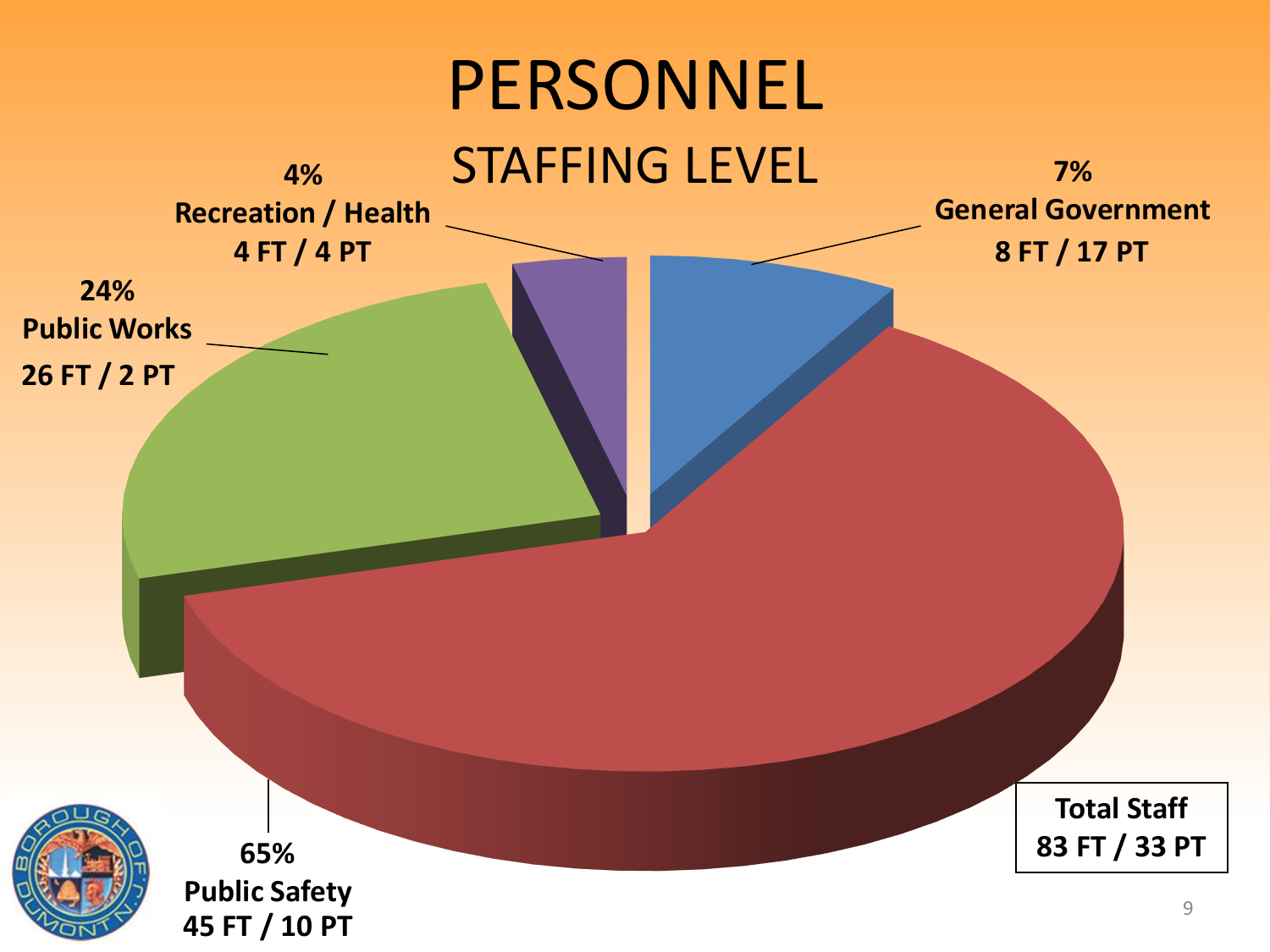# PERSONNEL

## STAFFING LEVEL

**4%**
**Recreation / Health**
**4 FT / 4 PT**

**7%**
**General Government**
**8 FT / 17 PT**

**24%**
**Public Works**
**26 FT / 2 PT**

**65%**
**Public Safety**
**45 FT / 10 PT**

**Total Staff**
**83 FT / 33 PT**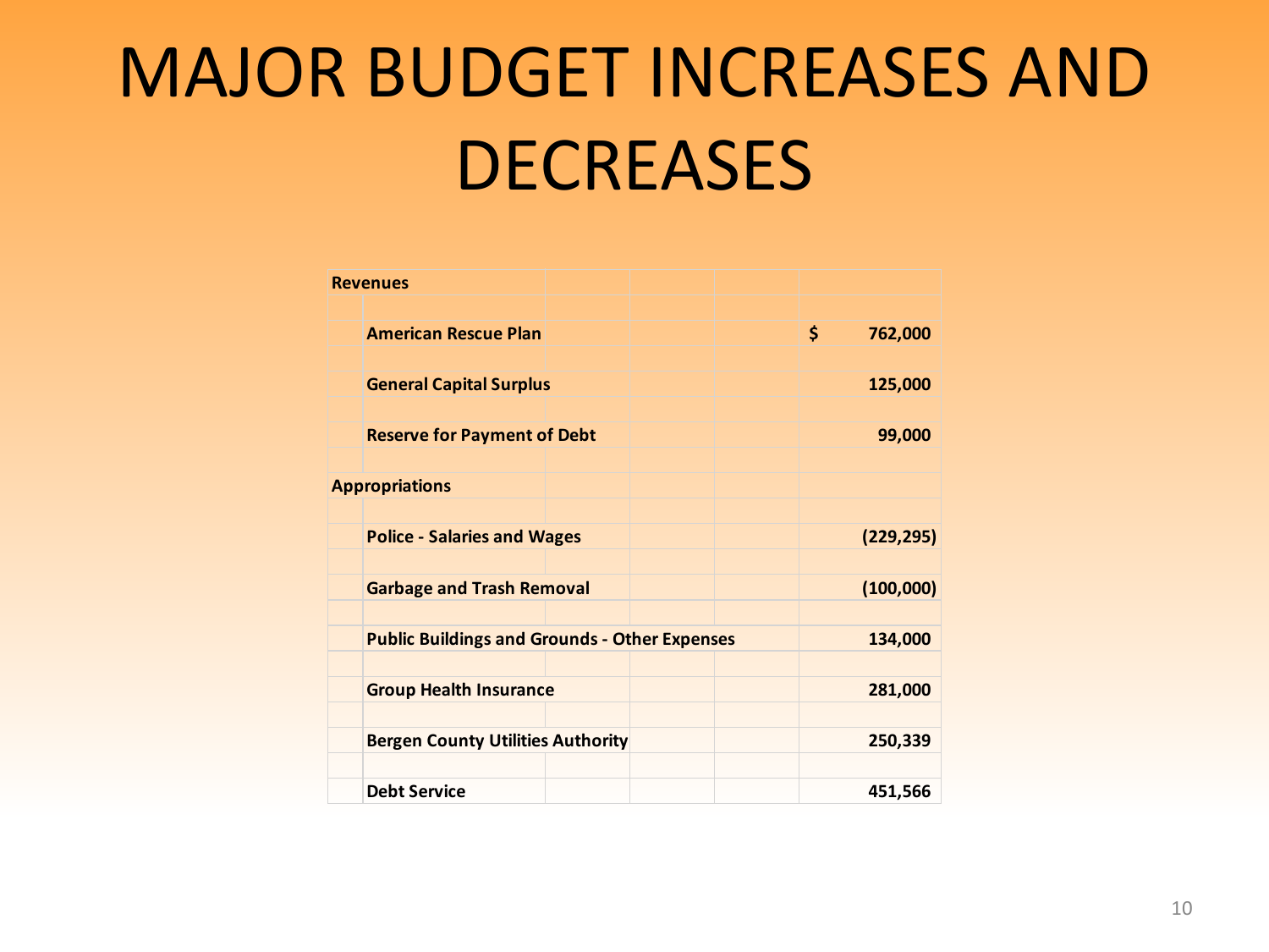# MAJOR BUDGET INCREASES AND DECREASES

| Revenues | |
|---|---|
| American Rescue Plan | $ 762,000 |
| General Capital Surplus | 125,000 |
| Reserve for Payment of Debt | 99,000 |
| **Appropriations** | |
| Police - Salaries and Wages | (229,295) |
| Garbage and Trash Removal | (100,000) |
| Public Buildings and Grounds - Other Expenses | 134,000 |
| Group Health Insurance | 281,000 |
| Bergen County Utilities Authority | 250,339 |
| Debt Service | 451,566 |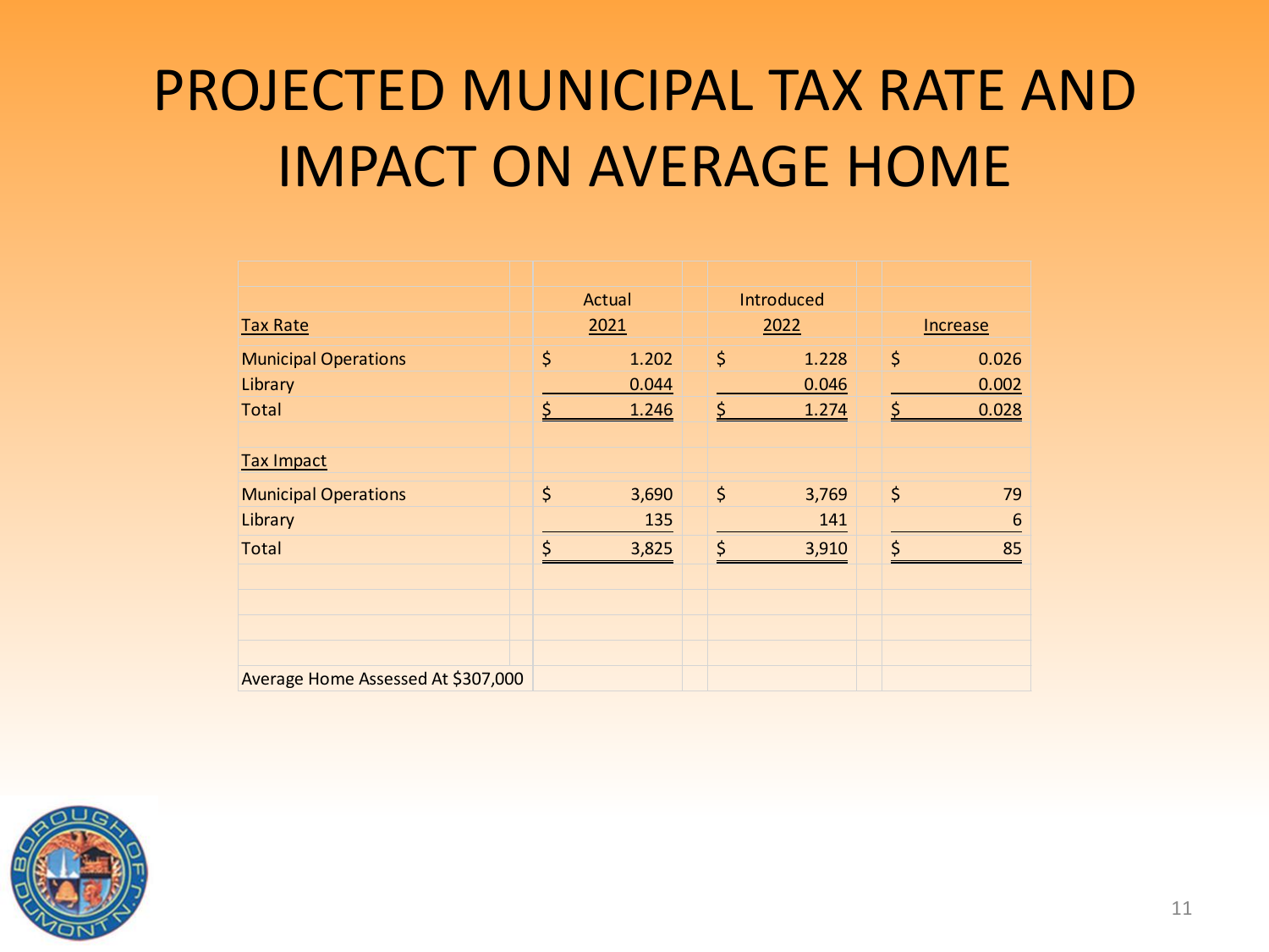# PROJECTED MUNICIPAL TAX RATE AND IMPACT ON AVERAGE HOME

| | Actual | Introduced | |
|---|---|---|---|
| Tax Rate | 2021 | 2022 | Increase |
| Municipal Operations | $ 1.202 | $ 1.228 | $ 0.026 |
| Library | 0.044 | 0.046 | 0.002 |
| Total | $ 1.246 | $ 1.274 | $ 0.028 |
| | | | |
| Tax Impact | | | |
| Municipal Operations | $ 3,690 | $ 3,769 | $ 79 |
| Library | 135 | 141 | 6 |
| Total | $ 3,825 | $ 3,910 | $ 85 |

Average Home Assessed At $307,000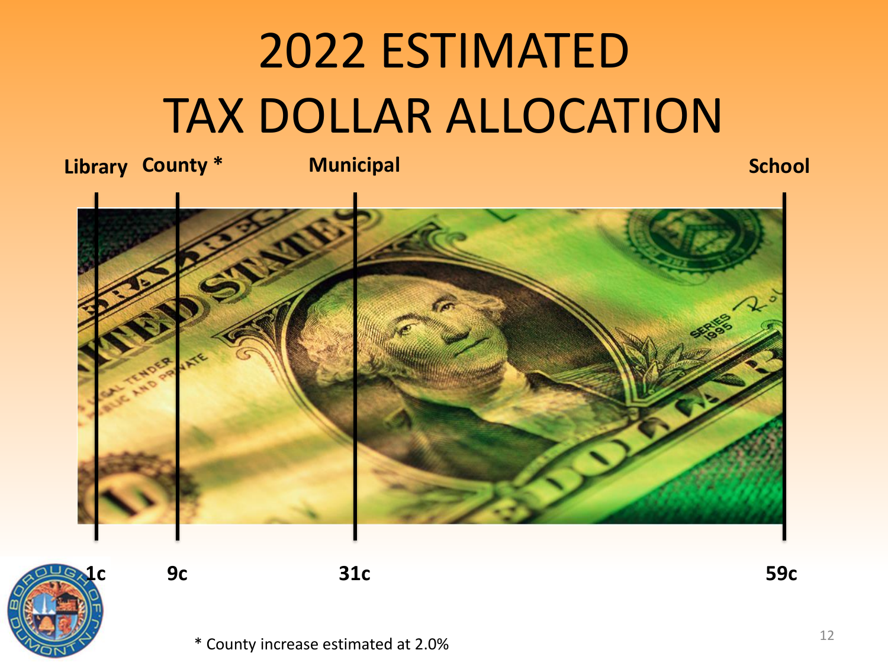# 2022 ESTIMATED TAX DOLLAR ALLOCATION

| Library | County * | Municipal | School |
|---|---|---|---|
| 1c | 9c | 31c | 59c |

* County increase estimated at 2.0%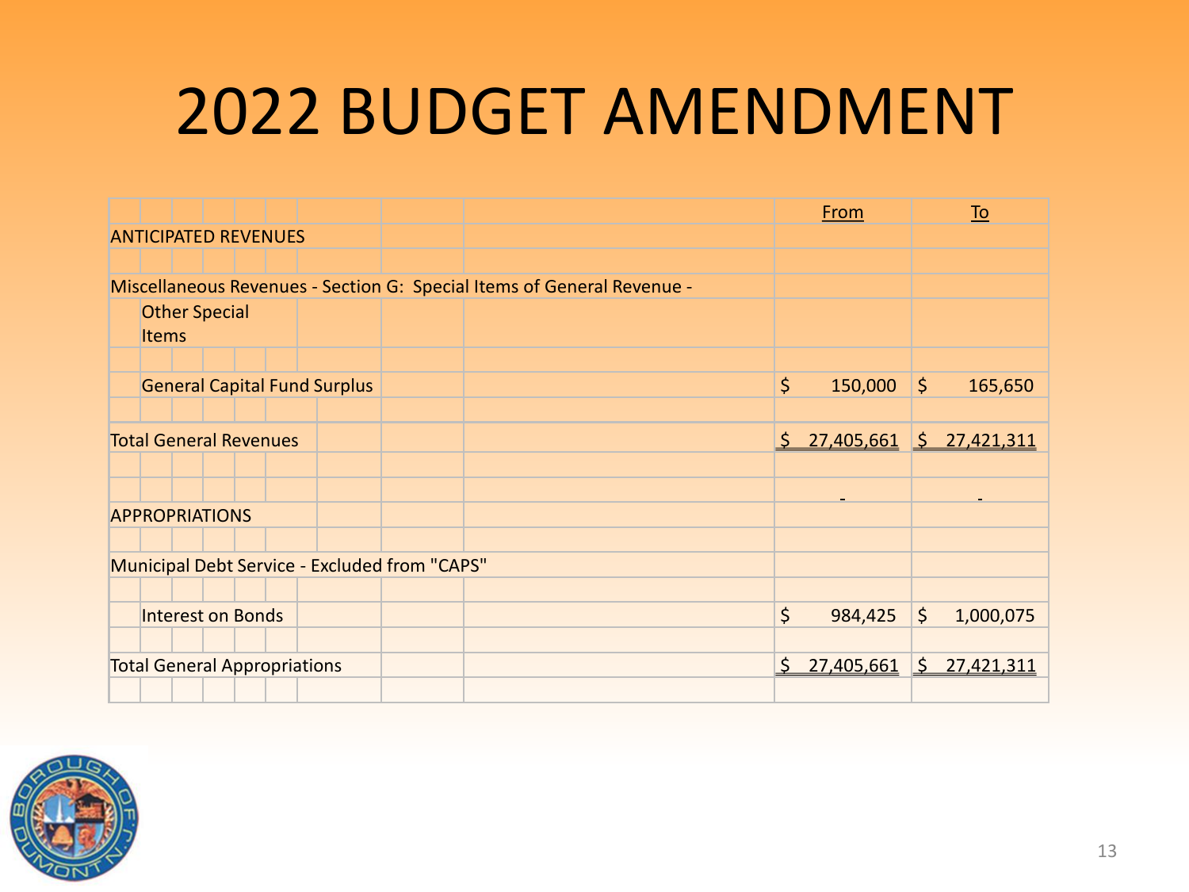# 2022 BUDGET AMENDMENT

| | From | To |
|---|---|---|
| ANTICIPATED REVENUES | | |
| | | |
| Miscellaneous Revenues - Section G: Special Items of General Revenue - | | |
| Other Special Items | | |
| | | |
| General Capital Fund Surplus | $ 150,000 | $ 165,650 |
| | | |
| Total General Revenues | $ 27,405,661 | $ 27,421,311 |
| | | |
| | - | - |
| APPROPRIATIONS | | |
| | | |
| Municipal Debt Service - Excluded from "CAPS" | | |
| | | |
| Interest on Bonds | $ 984,425 | $ 1,000,075 |
| | | |
| Total General Appropriations | $ 27,405,661 | $ 27,421,311 |